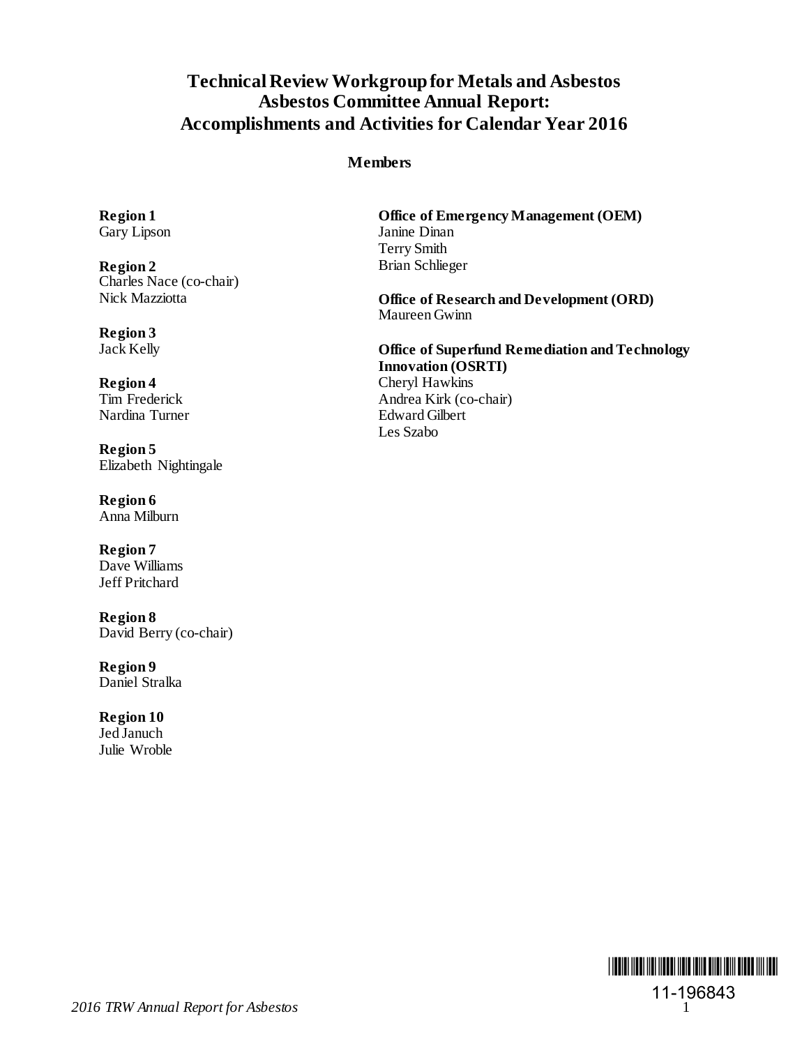# Technical Review Workgroup for Metals and Asbestos
# Asbestos Committee Annual Report: Accomplishments and Activities for Calendar Year 2016

## Members

**Region 1**
Gary Lipson

**Region 2**
Charles Nace (co-chair)
Nick Mazziotta

**Region 3**
Jack Kelly

**Region 4**
Tim Frederick
Nardina Turner

**Region 5**
Elizabeth Nightingale

**Region 6**
Anna Milburn

**Region 7**
Dave Williams
Jeff Pritchard

**Region 8**
David Berry (co-chair)

**Region 9**
Daniel Stralka

**Region 10**
Jed Januch
Julie Wroble

**Office of Emergency Management (OEM)**
Janine Dinan
Terry Smith
Brian Schlieger

**Office of Research and Development (ORD)**
Maureen Gwinn

**Office of Superfund Remediation and Technology Innovation (OSRTI)**
Cheryl Hawkins
Andrea Kirk (co-chair)
Edward Gilbert
Les Szabo

11-196843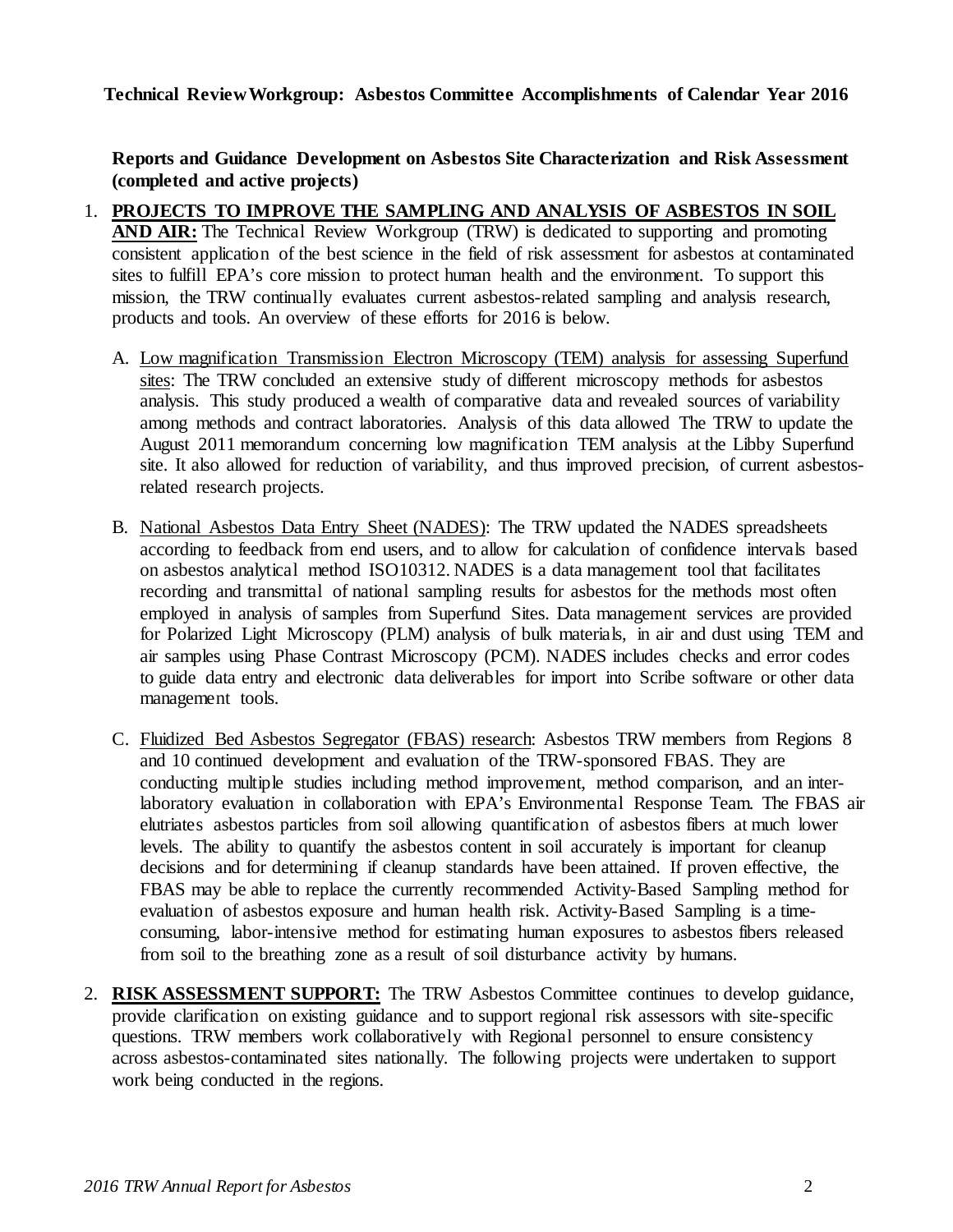**Technical Review Workgroup: Asbestos Committee Accomplishments of Calendar Year 2016**

**Reports and Guidance Development on Asbestos Site Characterization and Risk Assessment (completed and active projects)**

1. **PROJECTS TO IMPROVE THE SAMPLING AND ANALYSIS OF ASBESTOS IN SOIL AND AIR:** The Technical Review Workgroup (TRW) is dedicated to supporting and promoting consistent application of the best science in the field of risk assessment for asbestos at contaminated sites to fulfill EPA's core mission to protect human health and the environment. To support this mission, the TRW continually evaluates current asbestos-related sampling and analysis research, products and tools. An overview of these efforts for 2016 is below.

   A. Low magnification Transmission Electron Microscopy (TEM) analysis for assessing Superfund sites: The TRW concluded an extensive study of different microscopy methods for asbestos analysis. This study produced a wealth of comparative data and revealed sources of variability among methods and contract laboratories. Analysis of this data allowed The TRW to update the August 2011 memorandum concerning low magnification TEM analysis at the Libby Superfund site. It also allowed for reduction of variability, and thus improved precision, of current asbestos-related research projects.

   B. National Asbestos Data Entry Sheet (NADES): The TRW updated the NADES spreadsheets according to feedback from end users, and to allow for calculation of confidence intervals based on asbestos analytical method ISO10312. NADES is a data management tool that facilitates recording and transmittal of national sampling results for asbestos for the methods most often employed in analysis of samples from Superfund Sites. Data management services are provided for Polarized Light Microscopy (PLM) analysis of bulk materials, in air and dust using TEM and air samples using Phase Contrast Microscopy (PCM). NADES includes checks and error codes to guide data entry and electronic data deliverables for import into Scribe software or other data management tools.

   C. Fluidized Bed Asbestos Segregator (FBAS) research: Asbestos TRW members from Regions 8 and 10 continued development and evaluation of the TRW-sponsored FBAS. They are conducting multiple studies including method improvement, method comparison, and an inter-laboratory evaluation in collaboration with EPA's Environmental Response Team. The FBAS air elutriates asbestos particles from soil allowing quantification of asbestos fibers at much lower levels. The ability to quantify the asbestos content in soil accurately is important for cleanup decisions and for determining if cleanup standards have been attained. If proven effective, the FBAS may be able to replace the currently recommended Activity-Based Sampling method for evaluation of asbestos exposure and human health risk. Activity-Based Sampling is a time-consuming, labor-intensive method for estimating human exposures to asbestos fibers released from soil to the breathing zone as a result of soil disturbance activity by humans.

2. **RISK ASSESSMENT SUPPORT:** The TRW Asbestos Committee continues to develop guidance, provide clarification on existing guidance and to support regional risk assessors with site-specific questions. TRW members work collaboratively with Regional personnel to ensure consistency across asbestos-contaminated sites nationally. The following projects were undertaken to support work being conducted in the regions.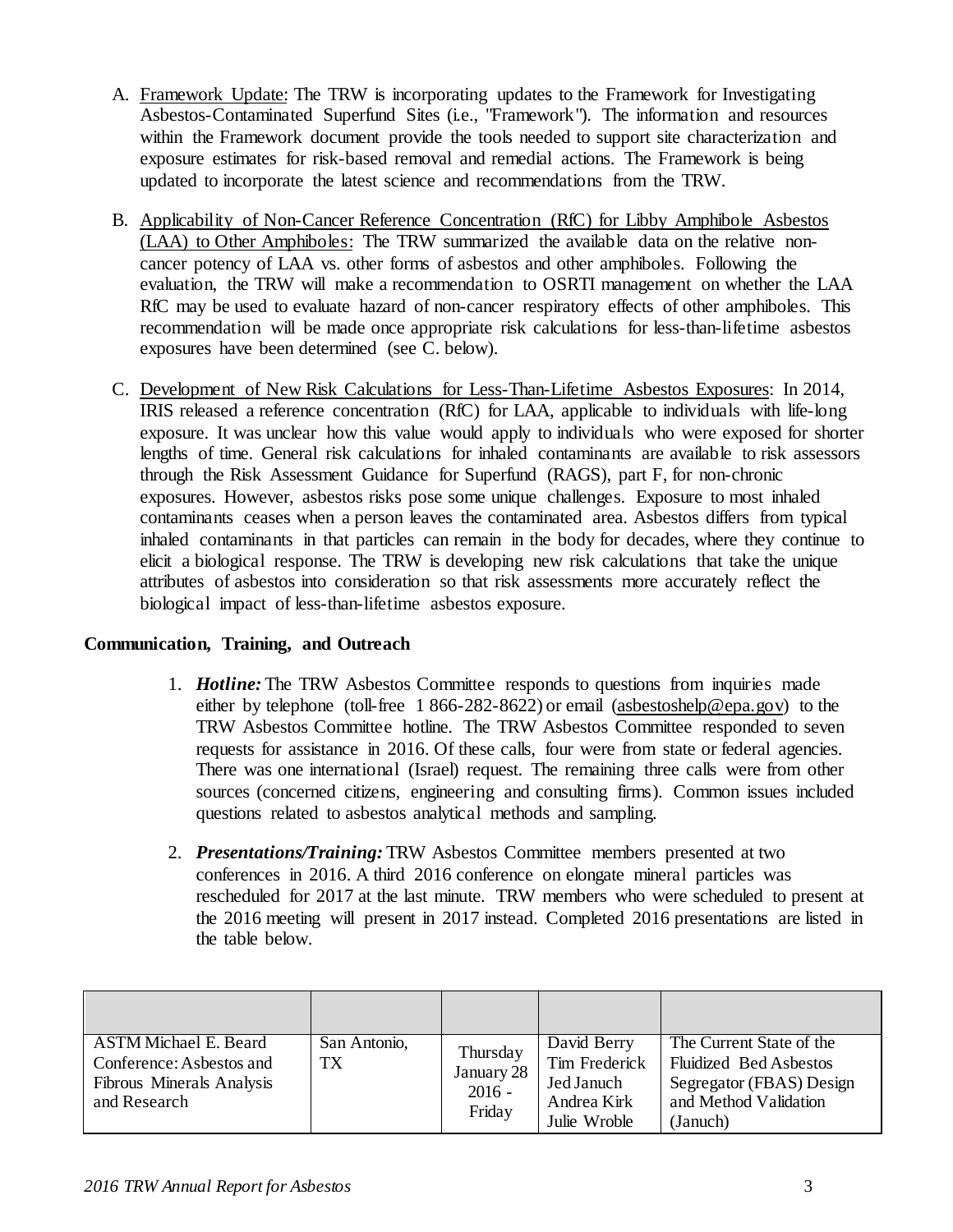A. Framework Update: The TRW is incorporating updates to the Framework for Investigating Asbestos-Contaminated Superfund Sites (i.e., "Framework"). The information and resources within the Framework document provide the tools needed to support site characterization and exposure estimates for risk-based removal and remedial actions. The Framework is being updated to incorporate the latest science and recommendations from the TRW.

B. Applicability of Non-Cancer Reference Concentration (RfC) for Libby Amphibole Asbestos (LAA) to Other Amphiboles: The TRW summarized the available data on the relative non-cancer potency of LAA vs. other forms of asbestos and other amphiboles. Following the evaluation, the TRW will make a recommendation to OSRTI management on whether the LAA RfC may be used to evaluate hazard of non-cancer respiratory effects of other amphiboles. This recommendation will be made once appropriate risk calculations for less-than-lifetime asbestos exposures have been determined (see C. below).

C. Development of New Risk Calculations for Less-Than-Lifetime Asbestos Exposures: In 2014, IRIS released a reference concentration (RfC) for LAA, applicable to individuals with life-long exposure. It was unclear how this value would apply to individuals who were exposed for shorter lengths of time. General risk calculations for inhaled contaminants are available to risk assessors through the Risk Assessment Guidance for Superfund (RAGS), part F, for non-chronic exposures. However, asbestos risks pose some unique challenges. Exposure to most inhaled contaminants ceases when a person leaves the contaminated area. Asbestos differs from typical inhaled contaminants in that particles can remain in the body for decades, where they continue to elicit a biological response. The TRW is developing new risk calculations that take the unique attributes of asbestos into consideration so that risk assessments more accurately reflect the biological impact of less-than-lifetime asbestos exposure.

**Communication, Training, and Outreach**

1. ***Hotline:*** The TRW Asbestos Committee responds to questions from inquiries made either by telephone (toll-free 1 866-282-8622) or email (asbestoshelp@epa.gov) to the TRW Asbestos Committee hotline. The TRW Asbestos Committee responded to seven requests for assistance in 2016. Of these calls, four were from state or federal agencies. There was one international (Israel) request. The remaining three calls were from other sources (concerned citizens, engineering and consulting firms). Common issues included questions related to asbestos analytical methods and sampling.

2. ***Presentations/Training:*** TRW Asbestos Committee members presented at two conferences in 2016. A third 2016 conference on elongate mineral particles was rescheduled for 2017 at the last minute. TRW members who were scheduled to present at the 2016 meeting will present in 2017 instead. Completed 2016 presentations are listed in the table below.

| | | | | |
|---|---|---|---|---|
| ASTM Michael E. Beard Conference: Asbestos and Fibrous Minerals Analysis and Research | San Antonio, TX | Thursday January 28 2016 - Friday | David Berry<br>Tim Frederick<br>Jed Januch<br>Andrea Kirk<br>Julie Wroble | The Current State of the Fluidized Bed Asbestos Segregator (FBAS) Design and Method Validation (Januch) |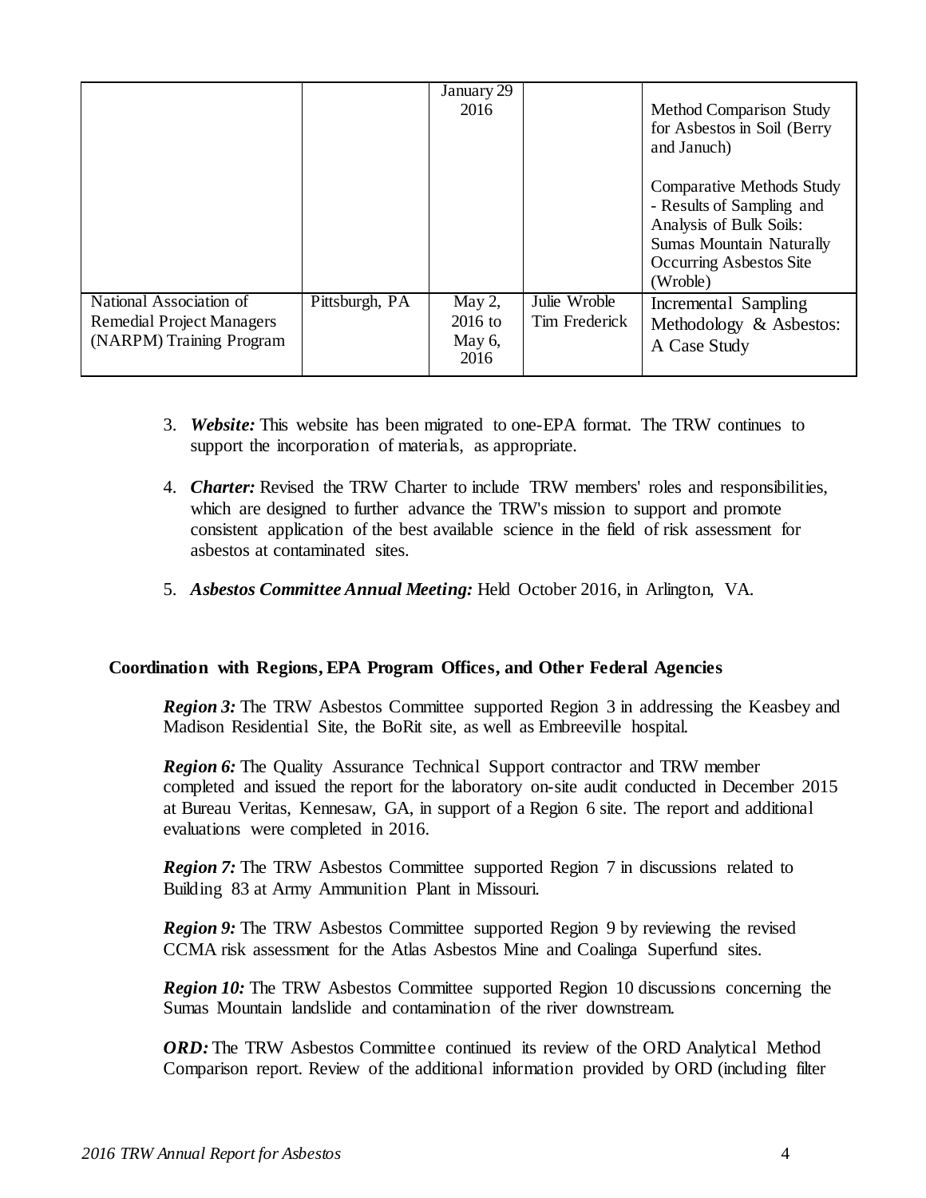| | | | | |
|---|---|---|---|---|
| | | January 29 2016 | | Method Comparison Study for Asbestos in Soil (Berry and Januch)<br><br>Comparative Methods Study - Results of Sampling and Analysis of Bulk Soils: Sumas Mountain Naturally Occurring Asbestos Site (Wroble) |
| National Association of Remedial Project Managers (NARPM) Training Program | Pittsburgh, PA | May 2, 2016 to May 6, 2016 | Julie Wroble<br>Tim Frederick | Incremental Sampling Methodology & Asbestos: A Case Study |

3. ***Website:*** This website has been migrated to one-EPA format. The TRW continues to support the incorporation of materials, as appropriate.

4. ***Charter:*** Revised the TRW Charter to include TRW members' roles and responsibilities, which are designed to further advance the TRW's mission to support and promote consistent application of the best available science in the field of risk assessment for asbestos at contaminated sites.

5. ***Asbestos Committee Annual Meeting:*** Held October 2016, in Arlington, VA.

**Coordination with Regions, EPA Program Offices, and Other Federal Agencies**

***Region 3:*** The TRW Asbestos Committee supported Region 3 in addressing the Keasbey and Madison Residential Site, the BoRit site, as well as Embreeville hospital.

***Region 6:*** The Quality Assurance Technical Support contractor and TRW member completed and issued the report for the laboratory on-site audit conducted in December 2015 at Bureau Veritas, Kennesaw, GA, in support of a Region 6 site. The report and additional evaluations were completed in 2016.

***Region 7:*** The TRW Asbestos Committee supported Region 7 in discussions related to Building 83 at Army Ammunition Plant in Missouri.

***Region 9:*** The TRW Asbestos Committee supported Region 9 by reviewing the revised CCMA risk assessment for the Atlas Asbestos Mine and Coalinga Superfund sites.

***Region 10:*** The TRW Asbestos Committee supported Region 10 discussions concerning the Sumas Mountain landslide and contamination of the river downstream.

***ORD:*** The TRW Asbestos Committee continued its review of the ORD Analytical Method Comparison report. Review of the additional information provided by ORD (including filter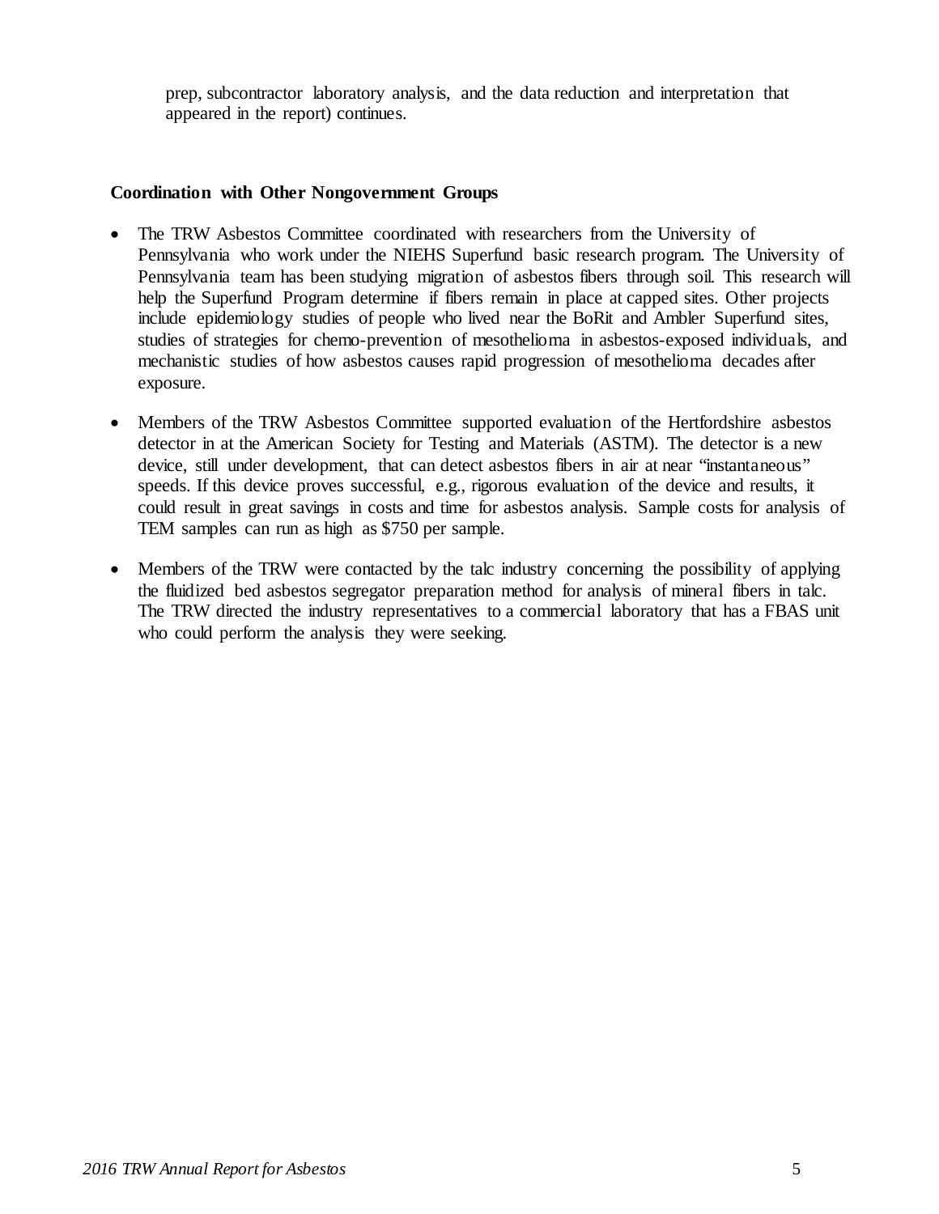prep, subcontractor laboratory analysis, and the data reduction and interpretation that appeared in the report) continues.

**Coordination with Other Nongovernment Groups**

- The TRW Asbestos Committee coordinated with researchers from the University of Pennsylvania who work under the NIEHS Superfund basic research program. The University of Pennsylvania team has been studying migration of asbestos fibers through soil. This research will help the Superfund Program determine if fibers remain in place at capped sites. Other projects include epidemiology studies of people who lived near the BoRit and Ambler Superfund sites, studies of strategies for chemo-prevention of mesothelioma in asbestos-exposed individuals, and mechanistic studies of how asbestos causes rapid progression of mesothelioma decades after exposure.
- Members of the TRW Asbestos Committee supported evaluation of the Hertfordshire asbestos detector in at the American Society for Testing and Materials (ASTM). The detector is a new device, still under development, that can detect asbestos fibers in air at near "instantaneous" speeds. If this device proves successful, e.g., rigorous evaluation of the device and results, it could result in great savings in costs and time for asbestos analysis. Sample costs for analysis of TEM samples can run as high as $750 per sample.
- Members of the TRW were contacted by the talc industry concerning the possibility of applying the fluidized bed asbestos segregator preparation method for analysis of mineral fibers in talc. The TRW directed the industry representatives to a commercial laboratory that has a FBAS unit who could perform the analysis they were seeking.